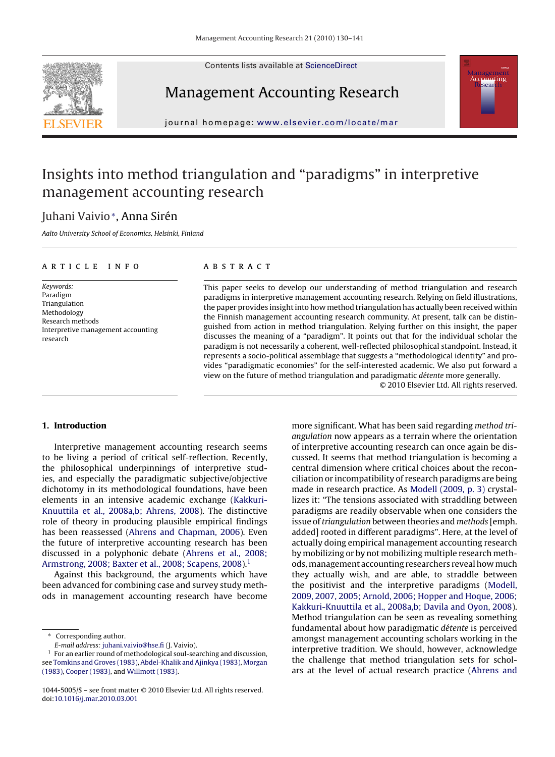# Insights into method triangulation and "paradigms" in interpretive management accounting research

Juhani Vaivio*, Anna Sirén

*Aalto University School of Economics, Helsinki, Finland*

## ARTICLE INFO

*Keywords:*
Paradigm
Triangulation
Methodology
Research methods
Interpretive management accounting research

## ABSTRACT

This paper seeks to develop our understanding of method triangulation and research paradigms in interpretive management accounting research. Relying on field illustrations, the paper provides insight into how method triangulation has actually been received within the Finnish management accounting research community. At present, talk can be distinguished from action in method triangulation. Relying further on this insight, the paper discusses the meaning of a "paradigm". It points out that for the individual scholar the paradigm is not necessarily a coherent, well-reflected philosophical standpoint. Instead, it represents a socio-political assemblage that suggests a "methodological identity" and provides "paradigmatic economies" for the self-interested academic. We also put forward a view on the future of method triangulation and paradigmatic *détente* more generally.

© 2010 Elsevier Ltd. All rights reserved.

## 1. Introduction

Interpretive management accounting research seems to be living a period of critical self-reflection. Recently, the philosophical underpinnings of interpretive studies, and especially the paradigmatic subjective/objective dichotomy in its methodological foundations, have been elements in an intensive academic exchange (Kakkuri-Knuuttila et al., 2008a,b; Ahrens, 2008). The distinctive role of theory in producing plausible empirical findings has been reassessed (Ahrens and Chapman, 2006). Even the future of interpretive accounting research has been discussed in a polyphonic debate (Ahrens et al., 2008; Armstrong, 2008; Baxter et al., 2008; Scapens, 2008).[1]

Against this background, the arguments which have been advanced for combining case and survey study methods in management accounting research have become more significant. What has been said regarding *method triangulation* now appears as a terrain where the orientation of interpretive accounting research can once again be discussed. It seems that method triangulation is becoming a central dimension where critical choices about the reconciliation or incompatibility of research paradigms are being made in research practice. As Modell (2009, p. 3) crystallizes it: "The tensions associated with straddling between paradigms are readily observable when one considers the issue of *triangulation* between theories and *methods* [emph. added] rooted in different paradigms". Here, at the level of actually doing empirical management accounting research by mobilizing or by not mobilizing multiple research methods, management accounting researchers reveal how much they actually wish, and are able, to straddle between the positivist and the interpretive paradigms (Modell, 2009, 2007, 2005; Arnold, 2006; Hopper and Hoque, 2006; Kakkuri-Knuuttila et al., 2008a,b; Davila and Oyon, 2008). Method triangulation can be seen as revealing something fundamental about how paradigmatic *détente* is perceived amongst management accounting scholars working in the interpretive tradition. We should, however, acknowledge the challenge that method triangulation sets for scholars at the level of actual research practice (Ahrens and

---

\* Corresponding author.
*E-mail address:* juhani.vaivio@hse.fi (J. Vaivio).

[1] For an earlier round of methodological soul-searching and discussion, see Tomkins and Groves (1983), Abdel-Khalik and Ajinkya (1983), Morgan (1983), Cooper (1983), and Willmott (1983).

1044-5005/$ – see front matter © 2010 Elsevier Ltd. All rights reserved.
doi:10.1016/j.mar.2010.03.001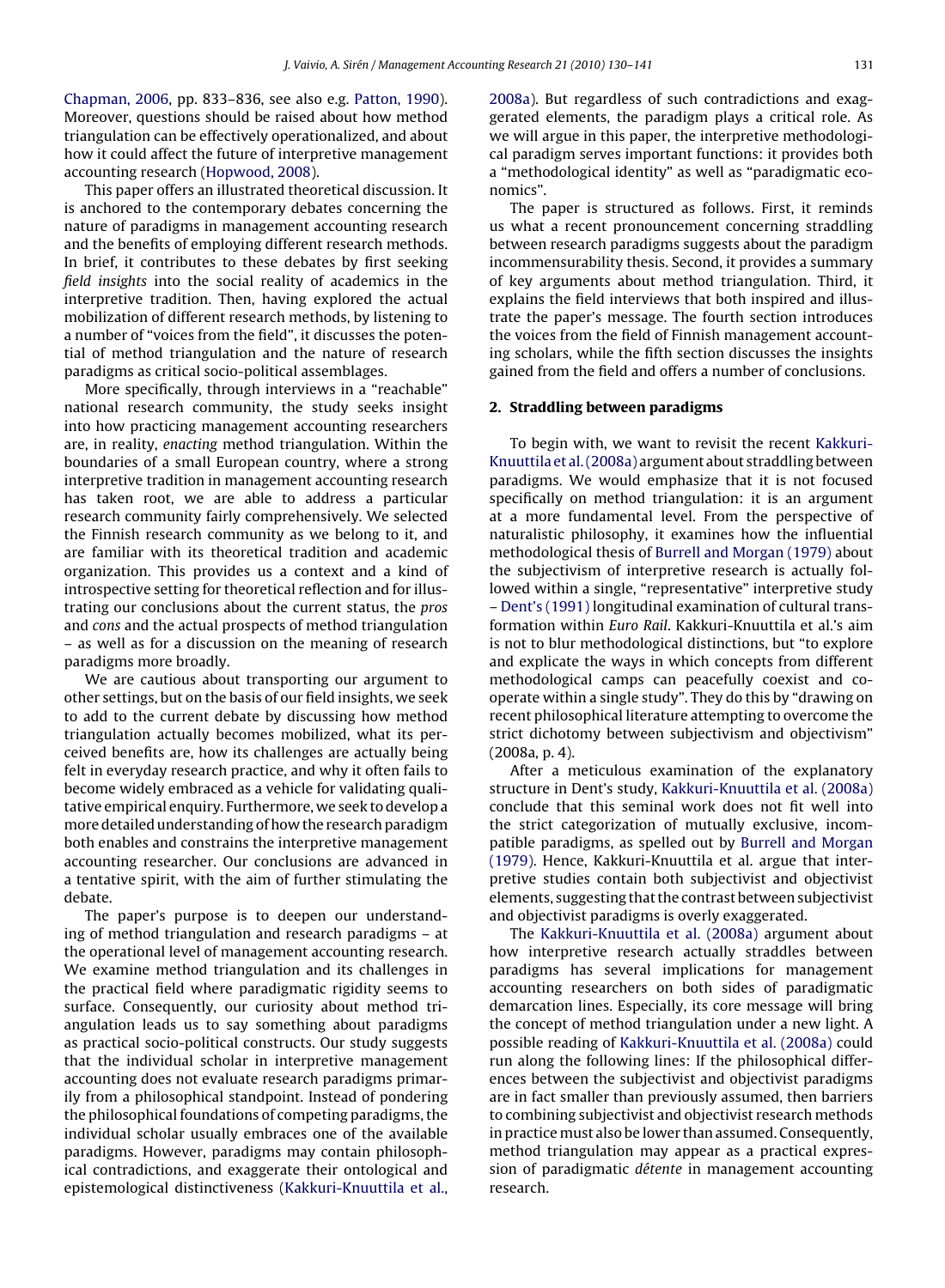Chapman, 2006, pp. 833–836, see also e.g. Patton, 1990). Moreover, questions should be raised about how method triangulation can be effectively operationalized, and about how it could affect the future of interpretive management accounting research (Hopwood, 2008).

This paper offers an illustrated theoretical discussion. It is anchored to the contemporary debates concerning the nature of paradigms in management accounting research and the benefits of employing different research methods. In brief, it contributes to these debates by first seeking *field insights* into the social reality of academics in the interpretive tradition. Then, having explored the actual mobilization of different research methods, by listening to a number of "voices from the field", it discusses the potential of method triangulation and the nature of research paradigms as critical socio-political assemblages.

More specifically, through interviews in a "reachable" national research community, the study seeks insight into how practicing management accounting researchers are, in reality, *enacting* method triangulation. Within the boundaries of a small European country, where a strong interpretive tradition in management accounting research has taken root, we are able to address a particular research community fairly comprehensively. We selected the Finnish research community as we belong to it, and are familiar with its theoretical tradition and academic organization. This provides us a context and a kind of introspective setting for theoretical reflection and for illustrating our conclusions about the current status, the *pros* and *cons* and the actual prospects of method triangulation – as well as for a discussion on the meaning of research paradigms more broadly.

We are cautious about transporting our argument to other settings, but on the basis of our field insights, we seek to add to the current debate by discussing how method triangulation actually becomes mobilized, what its perceived benefits are, how its challenges are actually being felt in everyday research practice, and why it often fails to become widely embraced as a vehicle for validating qualitative empirical enquiry. Furthermore, we seek to develop a more detailed understanding of how the research paradigm both enables and constrains the interpretive management accounting researcher. Our conclusions are advanced in a tentative spirit, with the aim of further stimulating the debate.

The paper's purpose is to deepen our understanding of method triangulation and research paradigms – at the operational level of management accounting research. We examine method triangulation and its challenges in the practical field where paradigmatic rigidity seems to surface. Consequently, our curiosity about method triangulation leads us to say something about paradigms as practical socio-political constructs. Our study suggests that the individual scholar in interpretive management accounting does not evaluate research paradigms primarily from a philosophical standpoint. Instead of pondering the philosophical foundations of competing paradigms, the individual scholar usually embraces one of the available paradigms. However, paradigms may contain philosophical contradictions, and exaggerate their ontological and epistemological distinctiveness (Kakkuri-Knuuttila et al., 2008a). But regardless of such contradictions and exaggerated elements, the paradigm plays a critical role. As we will argue in this paper, the interpretive methodological paradigm serves important functions: it provides both a "methodological identity" as well as "paradigmatic economics".

The paper is structured as follows. First, it reminds us what a recent pronouncement concerning straddling between research paradigms suggests about the paradigm incommensurability thesis. Second, it provides a summary of key arguments about method triangulation. Third, it explains the field interviews that both inspired and illustrate the paper's message. The fourth section introduces the voices from the field of Finnish management accounting scholars, while the fifth section discusses the insights gained from the field and offers a number of conclusions.

## 2. Straddling between paradigms

To begin with, we want to revisit the recent Kakkuri-Knuuttila et al. (2008a) argument about straddling between paradigms. We would emphasize that it is not focused specifically on method triangulation: it is an argument at a more fundamental level. From the perspective of naturalistic philosophy, it examines how the influential methodological thesis of Burrell and Morgan (1979) about the subjectivism of interpretive research is actually followed within a single, "representative" interpretive study – Dent's (1991) longitudinal examination of cultural transformation within *Euro Rail*. Kakkuri-Knuuttila et al.'s aim is not to blur methodological distinctions, but "to explore and explicate the ways in which concepts from different methodological camps can peacefully coexist and cooperate within a single study". They do this by "drawing on recent philosophical literature attempting to overcome the strict dichotomy between subjectivism and objectivism" (2008a, p. 4).

After a meticulous examination of the explanatory structure in Dent's study, Kakkuri-Knuuttila et al. (2008a) conclude that this seminal work does not fit well into the strict categorization of mutually exclusive, incompatible paradigms, as spelled out by Burrell and Morgan (1979). Hence, Kakkuri-Knuuttila et al. argue that interpretive studies contain both subjectivist and objectivist elements, suggesting that the contrast between subjectivist and objectivist paradigms is overly exaggerated.

The Kakkuri-Knuuttila et al. (2008a) argument about how interpretive research actually straddles between paradigms has several implications for management accounting researchers on both sides of paradigmatic demarcation lines. Especially, its core message will bring the concept of method triangulation under a new light. A possible reading of Kakkuri-Knuuttila et al. (2008a) could run along the following lines: If the philosophical differences between the subjectivist and objectivist paradigms are in fact smaller than previously assumed, then barriers to combining subjectivist and objectivist research methods in practice must also be lower than assumed. Consequently, method triangulation may appear as a practical expression of paradigmatic *détente* in management accounting research.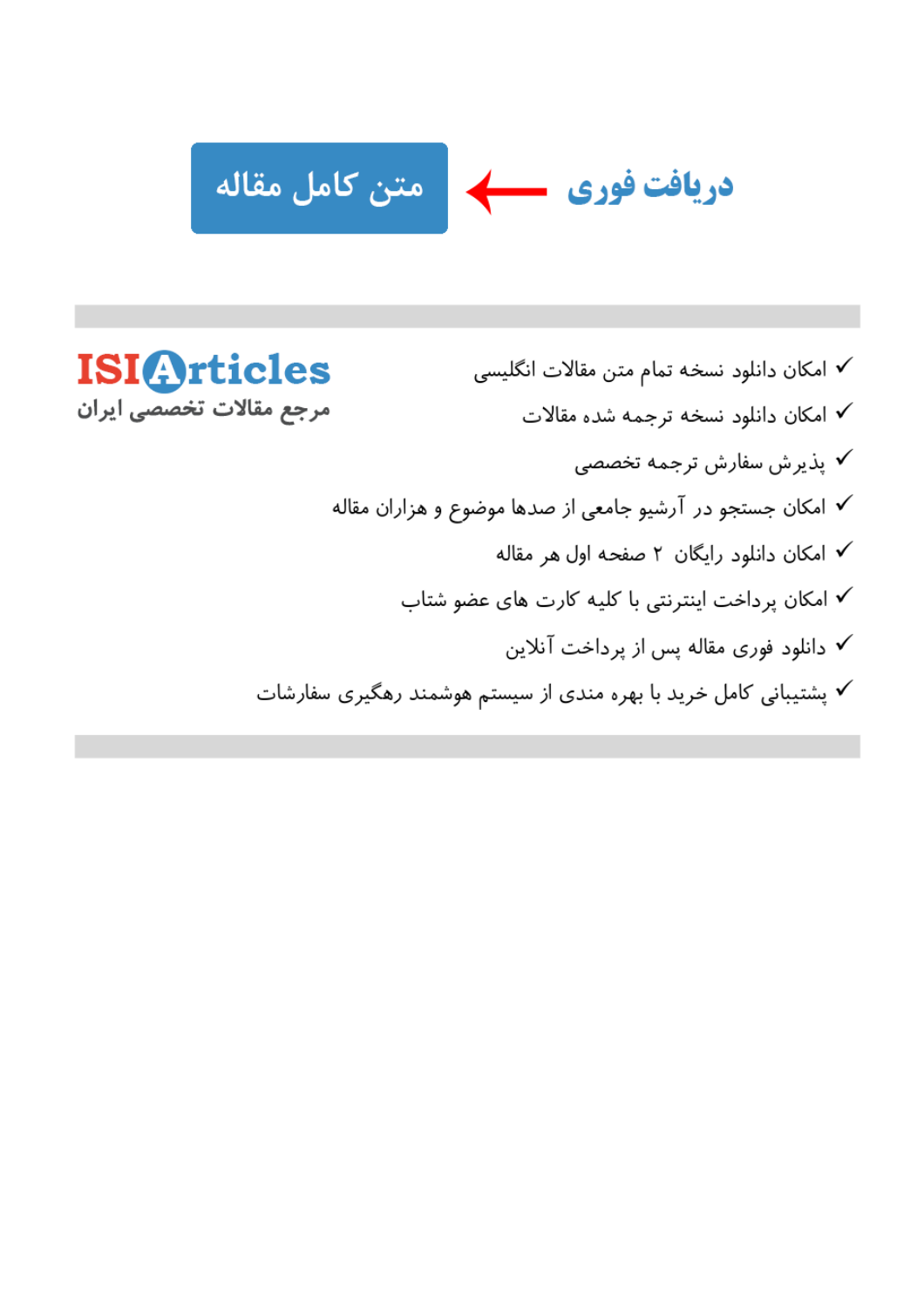دریافت فوری ← متن کامل مقاله

**ISIArticles**
مرجع مقالات تخصصی ایران

- ✓ امکان دانلود نسخه تمام متن مقالات انگلیسی
- ✓ امکان دانلود نسخه ترجمه شده مقالات
- ✓ پذیرش سفارش ترجمه تخصصی
- ✓ امکان جستجو در آرشیو جامعی از صدها موضوع و هزاران مقاله
- ✓ امکان دانلود رایگان ۲ صفحه اول هر مقاله
- ✓ امکان پرداخت اینترنتی با کلیه کارت های عضو شتاب
- ✓ دانلود فوری مقاله پس از پرداخت آنلاین
- ✓ پشتیبانی کامل خرید با بهره مندی از سیستم هوشمند رهگیری سفارشات